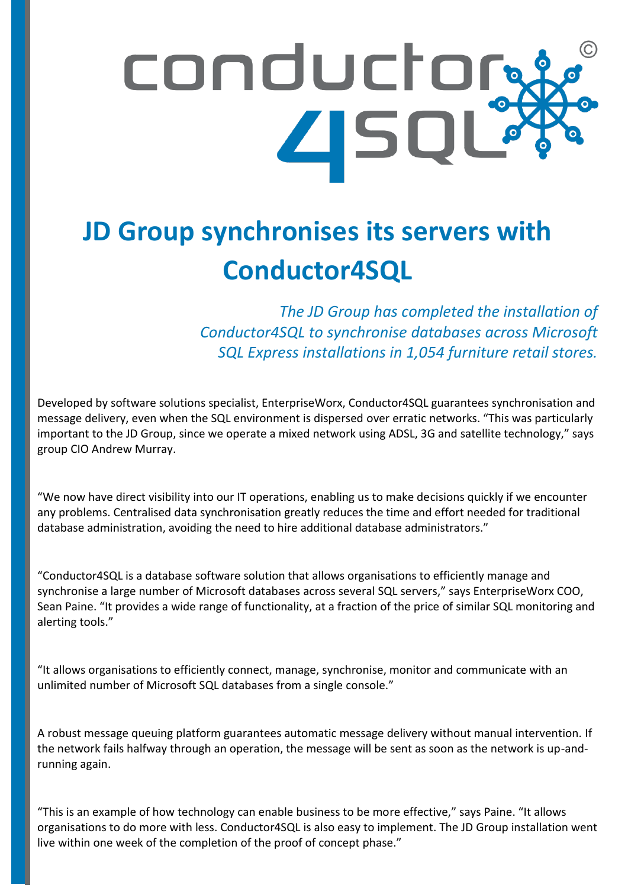conductor4SQL©

# JD Group synchronises its servers with Conductor4SQL

*The JD Group has completed the installation of Conductor4SQL to synchronise databases across Microsoft SQL Express installations in 1,054 furniture retail stores.*

Developed by software solutions specialist, EnterpriseWorx, Conductor4SQL guarantees synchronisation and message delivery, even when the SQL environment is dispersed over erratic networks. "This was particularly important to the JD Group, since we operate a mixed network using ADSL, 3G and satellite technology," says group CIO Andrew Murray.

"We now have direct visibility into our IT operations, enabling us to make decisions quickly if we encounter any problems. Centralised data synchronisation greatly reduces the time and effort needed for traditional database administration, avoiding the need to hire additional database administrators."

"Conductor4SQL is a database software solution that allows organisations to efficiently manage and synchronise a large number of Microsoft databases across several SQL servers," says EnterpriseWorx COO, Sean Paine. "It provides a wide range of functionality, at a fraction of the price of similar SQL monitoring and alerting tools."

"It allows organisations to efficiently connect, manage, synchronise, monitor and communicate with an unlimited number of Microsoft SQL databases from a single console."

A robust message queuing platform guarantees automatic message delivery without manual intervention. If the network fails halfway through an operation, the message will be sent as soon as the network is up-and-running again.

"This is an example of how technology can enable business to be more effective," says Paine. "It allows organisations to do more with less. Conductor4SQL is also easy to implement. The JD Group installation went live within one week of the completion of the proof of concept phase."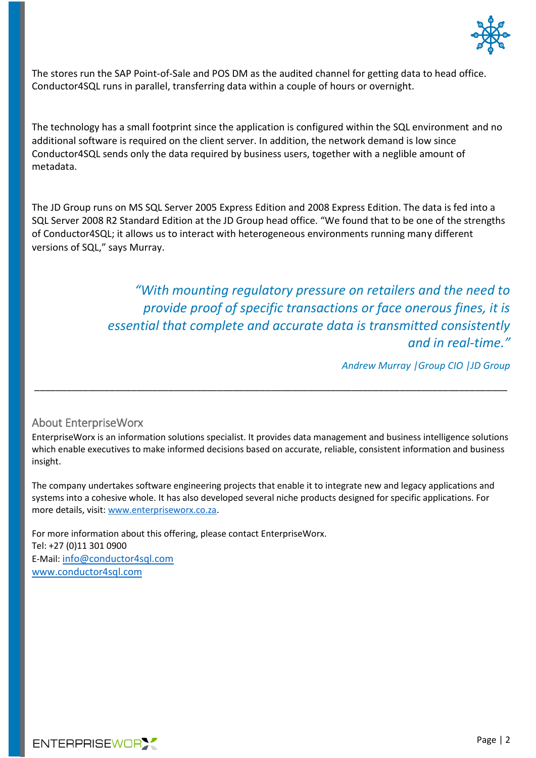The stores run the SAP Point-of-Sale and POS DM as the audited channel for getting data to head office. Conductor4SQL runs in parallel, transferring data within a couple of hours or overnight.

The technology has a small footprint since the application is configured within the SQL environment and no additional software is required on the client server. In addition, the network demand is low since Conductor4SQL sends only the data required by business users, together with a neglible amount of metadata.

The JD Group runs on MS SQL Server 2005 Express Edition and 2008 Express Edition. The data is fed into a SQL Server 2008 R2 Standard Edition at the JD Group head office. "We found that to be one of the strengths of Conductor4SQL; it allows us to interact with heterogeneous environments running many different versions of SQL," says Murray.

> *"With mounting regulatory pressure on retailers and the need to provide proof of specific transactions or face onerous fines, it is essential that complete and accurate data is transmitted consistently and in real-time."*
>
> *Andrew Murray |Group CIO |JD Group*

---

## About EnterpriseWorx

EnterpriseWorx is an information solutions specialist. It provides data management and business intelligence solutions which enable executives to make informed decisions based on accurate, reliable, consistent information and business insight.

The company undertakes software engineering projects that enable it to integrate new and legacy applications and systems into a cohesive whole. It has also developed several niche products designed for specific applications. For more details, visit: www.enterpriseworx.co.za.

For more information about this offering, please contact EnterpriseWorx.
Tel: +27 (0)11 301 0900
E-Mail: info@conductor4sql.com
www.conductor4sql.com